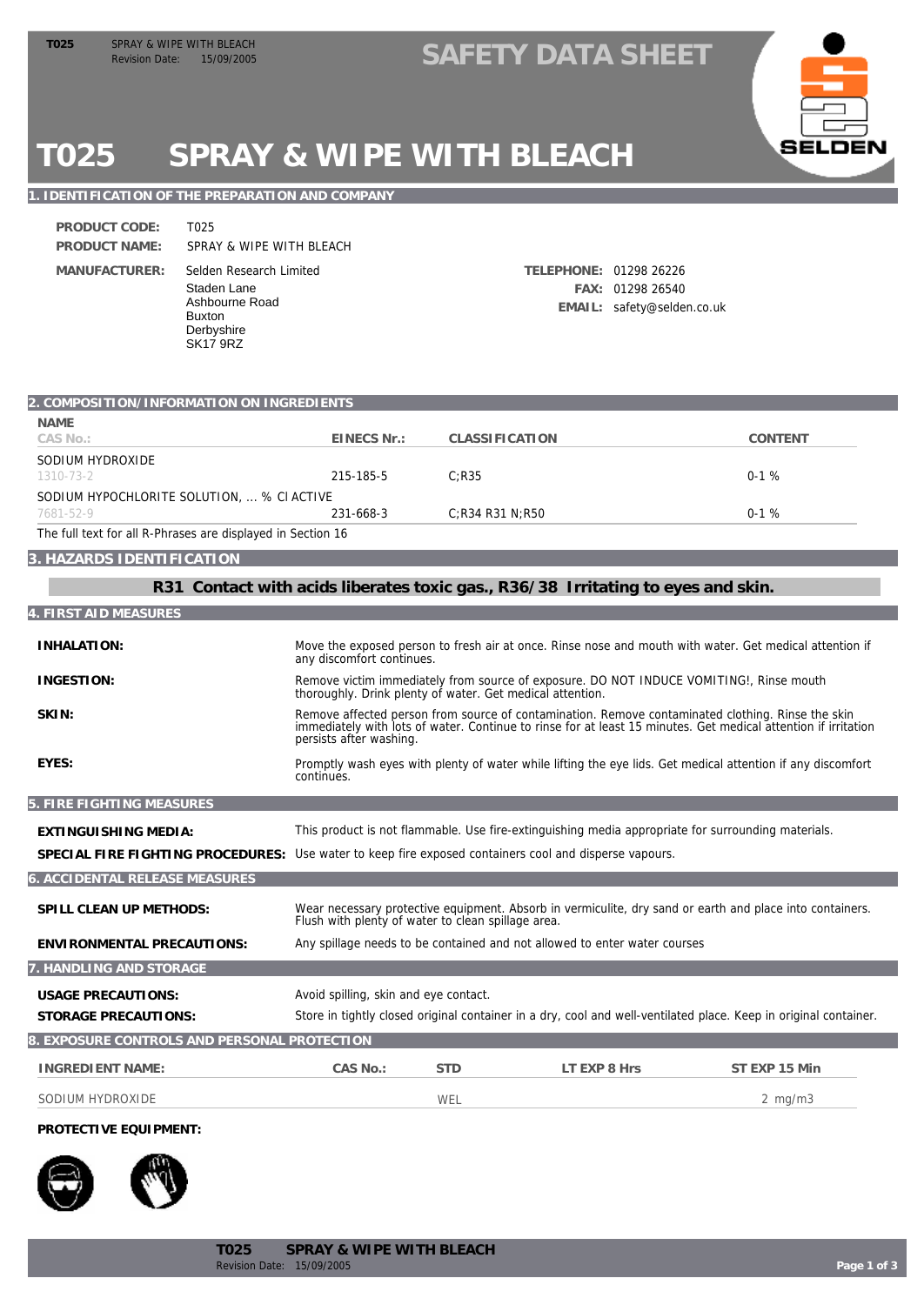# T025 SPRAY & WIPE WITH BLEACH

## 1. IDENTIFICATION OF THE PREPARATION AND COMPANY

**PRODUCT CODE:** T025

**PRODUCT NAME:** SPRAY & WIPE WITH BLEACH

**MANUFACTURER:** Selden Research Limited
Staden Lane
Ashbourne Road
Buxton
Derbyshire
SK17 9RZ

**TELEPHONE:** 01298 26226
**FAX:** 01298 26540
**EMAIL:** safety@selden.co.uk

## 2. COMPOSITION/INFORMATION ON INGREDIENTS

| NAME / CAS No.: | EINECS Nr.: | CLASSIFICATION | CONTENT |
|---|---|---|---|
| SODIUM HYDROXIDE 1310-73-2 | 215-185-5 | C;R35 | 0-1 % |
| SODIUM HYPOCHLORITE SOLUTION, ... % CI ACTIVE 7681-52-9 | 231-668-3 | C;R34 R31 N;R50 | 0-1 % |

The full text for all R-Phrases are displayed in Section 16

## 3. HAZARDS IDENTIFICATION

**R31 Contact with acids liberates toxic gas., R36/38 Irritating to eyes and skin.**

## 4. FIRST AID MEASURES

**INHALATION:** Move the exposed person to fresh air at once. Rinse nose and mouth with water. Get medical attention if any discomfort continues.

**INGESTION:** Remove victim immediately from source of exposure. DO NOT INDUCE VOMITING!, Rinse mouth thoroughly. Drink plenty of water. Get medical attention.

**SKIN:** Remove affected person from source of contamination. Remove contaminated clothing. Rinse the skin immediately with lots of water. Continue to rinse for at least 15 minutes. Get medical attention if irritation persists after washing.

**EYES:** Promptly wash eyes with plenty of water while lifting the eye lids. Get medical attention if any discomfort continues.

## 5. FIRE FIGHTING MEASURES

**EXTINGUISHING MEDIA:** This product is not flammable. Use fire-extinguishing media appropriate for surrounding materials.

**SPECIAL FIRE FIGHTING PROCEDURES:** Use water to keep fire exposed containers cool and disperse vapours.

## 6. ACCIDENTAL RELEASE MEASURES

**SPILL CLEAN UP METHODS:** Wear necessary protective equipment. Absorb in vermiculite, dry sand or earth and place into containers. Flush with plenty of water to clean spillage area.

**ENVIRONMENTAL PRECAUTIONS:** Any spillage needs to be contained and not allowed to enter water courses

## 7. HANDLING AND STORAGE

**USAGE PRECAUTIONS:** Avoid spilling, skin and eye contact.

**STORAGE PRECAUTIONS:** Store in tightly closed original container in a dry, cool and well-ventilated place. Keep in original container.

## 8. EXPOSURE CONTROLS AND PERSONAL PROTECTION

| INGREDIENT NAME: | CAS No.: | STD | LT EXP 8 Hrs | ST EXP 15 Min |
|---|---|---|---|---|
| SODIUM HYDROXIDE | | WEL | | 2 mg/m3 |

**PROTECTIVE EQUIPMENT:**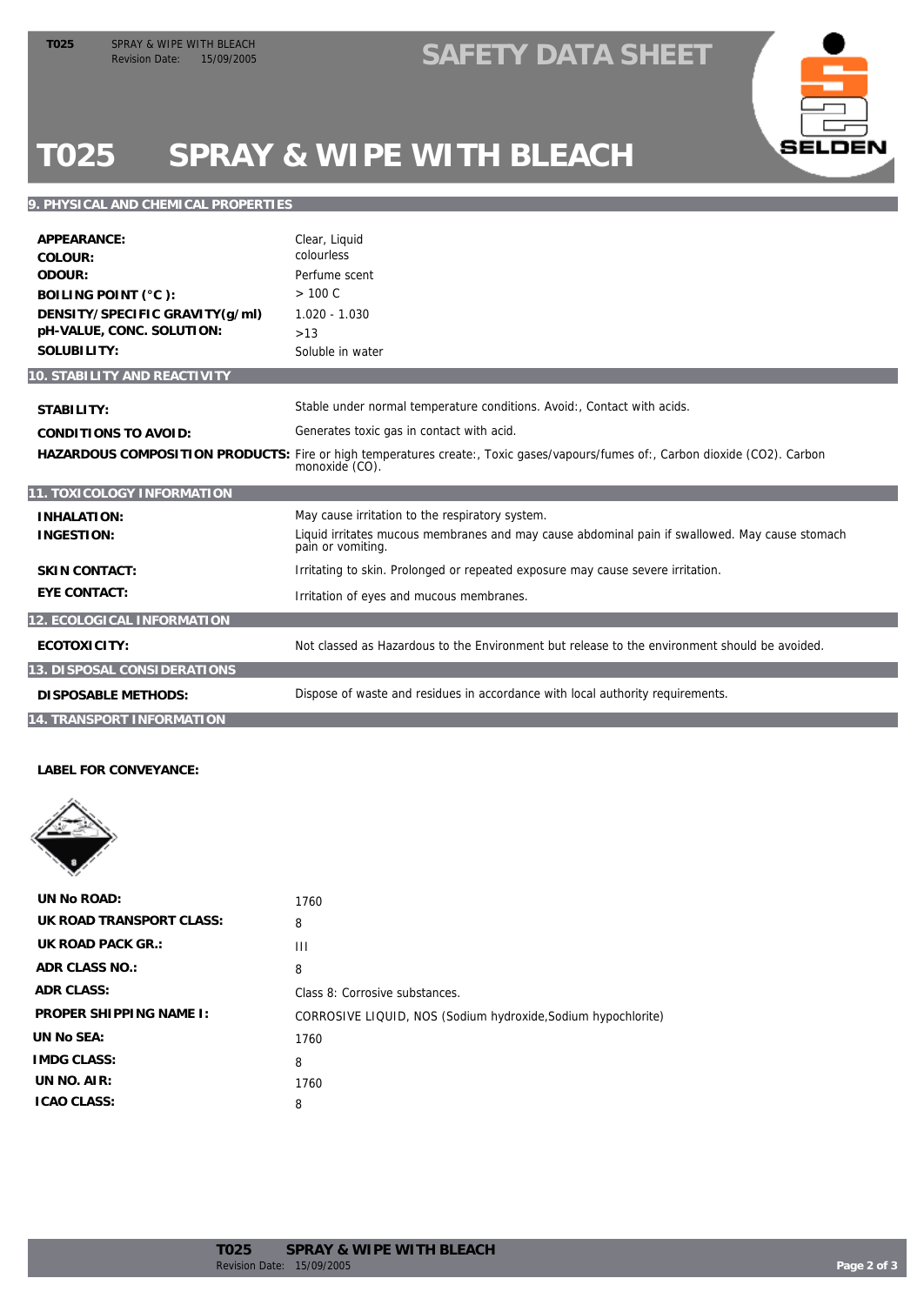# T025 SPRAY & WIPE WITH BLEACH

## 9. PHYSICAL AND CHEMICAL PROPERTIES

| | |
|---|---|
| **APPEARANCE:** | Clear, Liquid |
| **COLOUR:** | colourless |
| **ODOUR:** | Perfume scent |
| **BOILING POINT (°C ):** | > 100 C |
| **DENSITY/SPECIFIC GRAVITY(g/ml)** | 1.020 - 1.030 |
| **pH-VALUE, CONC. SOLUTION:** | >13 |
| **SOLUBILITY:** | Soluble in water |

## 10. STABILITY AND REACTIVITY

| | |
|---|---|
| **STABILITY:** | Stable under normal temperature conditions. Avoid:, Contact with acids. |
| **CONDITIONS TO AVOID:** | Generates toxic gas in contact with acid. |
| **HAZARDOUS COMPOSITION PRODUCTS:** | Fire or high temperatures create:, Toxic gases/vapours/fumes of:, Carbon dioxide ($CO_2$). Carbon monoxide (CO). |

## 11. TOXICOLOGY INFORMATION

| | |
|---|---|
| **INHALATION:** | May cause irritation to the respiratory system. |
| **INGESTION:** | Liquid irritates mucous membranes and may cause abdominal pain if swallowed. May cause stomach pain or vomiting. |
| **SKIN CONTACT:** | Irritating to skin. Prolonged or repeated exposure may cause severe irritation. |
| **EYE CONTACT:** | Irritation of eyes and mucous membranes. |

## 12. ECOLOGICAL INFORMATION

| | |
|---|---|
| **ECOTOXICITY:** | Not classed as Hazardous to the Environment but release to the environment should be avoided. |

## 13. DISPOSAL CONSIDERATIONS

| | |
|---|---|
| **DISPOSABLE METHODS:** | Dispose of waste and residues in accordance with local authority requirements. |

## 14. TRANSPORT INFORMATION

**LABEL FOR CONVEYANCE:**

| | |
|---|---|
| **UN No ROAD:** | 1760 |
| **UK ROAD TRANSPORT CLASS:** | 8 |
| **UK ROAD PACK GR.:** | III |
| **ADR CLASS NO.:** | 8 |
| **ADR CLASS:** | Class 8: Corrosive substances. |
| **PROPER SHIPPING NAME I:** | CORROSIVE LIQUID, NOS (Sodium hydroxide,Sodium hypochlorite) |
| **UN No SEA:** | 1760 |
| **IMDG CLASS:** | 8 |
| **UN NO. AIR:** | 1760 |
| **ICAO CLASS:** | 8 |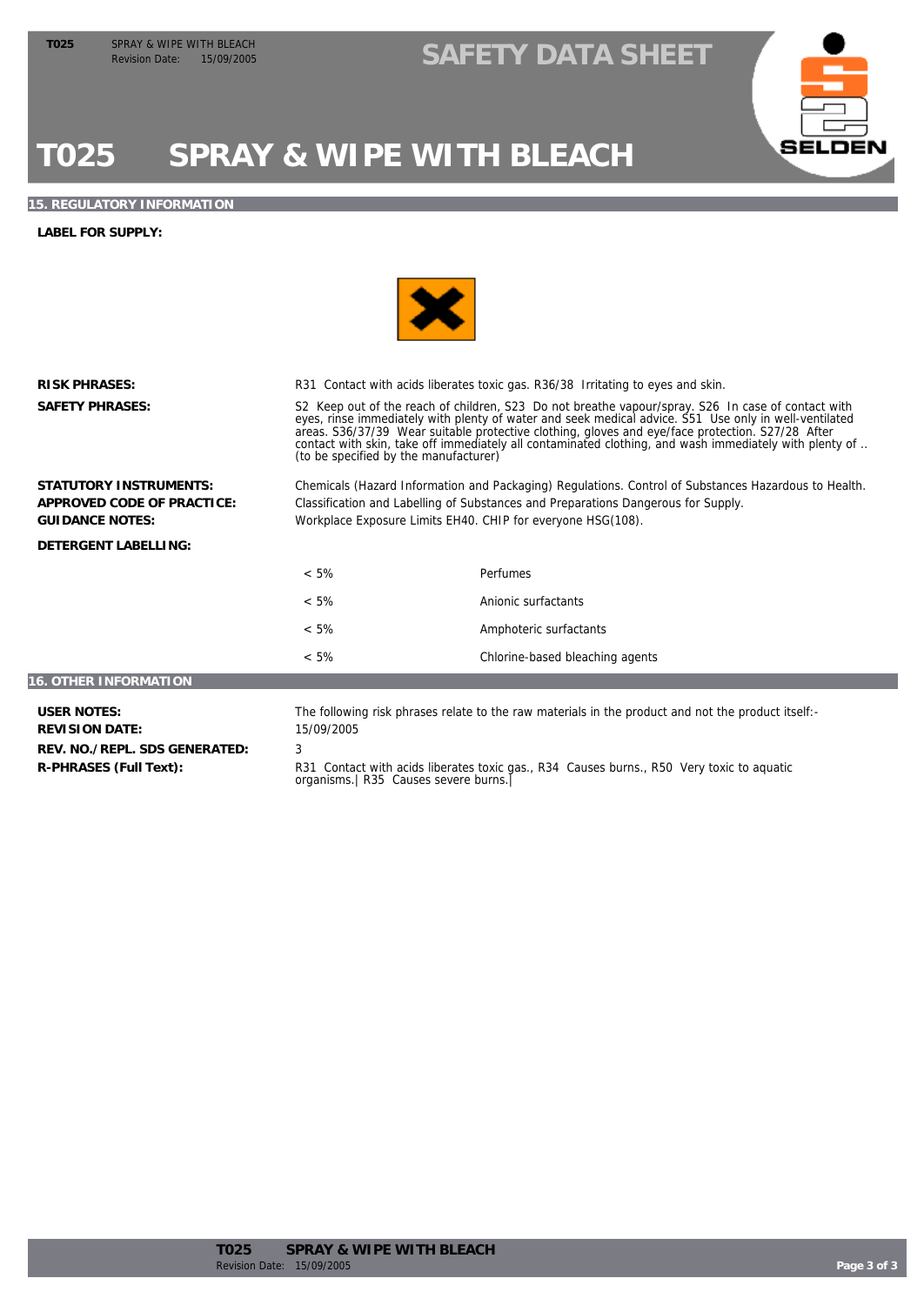# T025 SPRAY & WIPE WITH BLEACH

## 15. REGULATORY INFORMATION

**LABEL FOR SUPPLY:**

**RISK PHRASES:** R31 Contact with acids liberates toxic gas. R36/38 Irritating to eyes and skin.

**SAFETY PHRASES:** S2 Keep out of the reach of children, S23 Do not breathe vapour/spray. S26 In case of contact with eyes, rinse immediately with plenty of water and seek medical advice. S51 Use only in well-ventilated areas. S36/37/39 Wear suitable protective clothing, gloves and eye/face protection. S27/28 After contact with skin, take off immediately all contaminated clothing, and wash immediately with plenty of .. (to be specified by the manufacturer)

**STATUTORY INSTRUMENTS:** Chemicals (Hazard Information and Packaging) Regulations. Control of Substances Hazardous to Health.

**APPROVED CODE OF PRACTICE:** Classification and Labelling of Substances and Preparations Dangerous for Supply.

**GUIDANCE NOTES:** Workplace Exposure Limits EH40. CHIP for everyone HSG(108).

**DETERGENT LABELLING:**

| | |
|---|---|
| < 5% | Perfumes |
| < 5% | Anionic surfactants |
| < 5% | Amphoteric surfactants |
| < 5% | Chlorine-based bleaching agents |

## 16. OTHER INFORMATION

**USER NOTES:** The following risk phrases relate to the raw materials in the product and not the product itself:-

**REVISION DATE:** 15/09/2005

**REV. NO./REPL. SDS GENERATED:** 3

**R-PHRASES (Full Text):** R31 Contact with acids liberates toxic gas., R34 Causes burns., R50 Very toxic to aquatic organisms.| R35 Causes severe burns.|